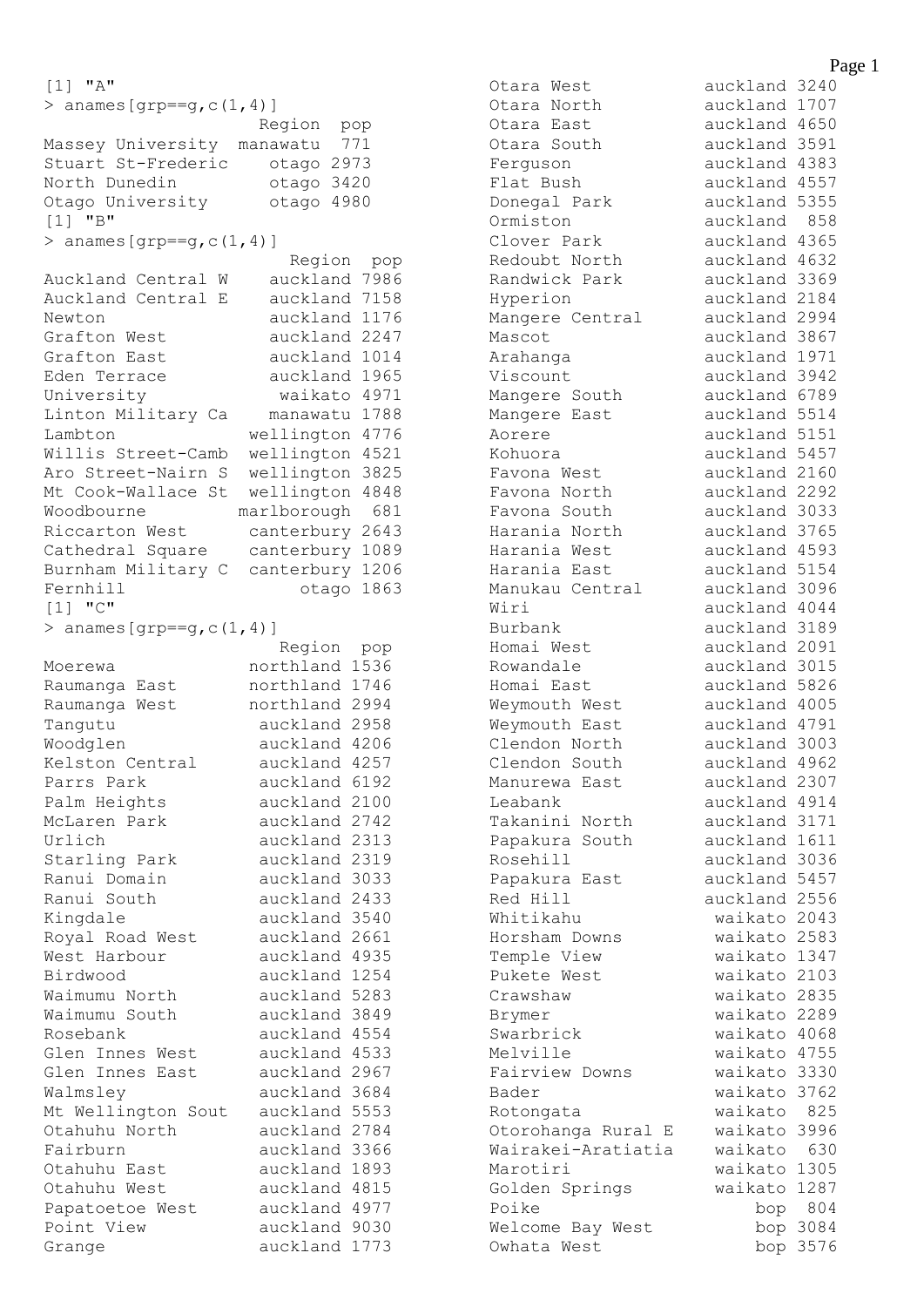```
[1] "A"
> anames[grp==g,c(1,4)]
                       Region  pop
Massey University  manawatu  771
Stuart St-Frederic    otago 2973
North Dunedin         otago 3420
Otago University      otago 4980
[1] "B"
> anames[grp==g,c(1,4)]
                          Region  pop
Auckland Central W    auckland 7986
Auckland Central E    auckland 7158
Newton                auckland 1176
Grafton West          auckland 2247
Grafton East          auckland 1014
Eden Terrace          auckland 1965
University             waikato 4971
Linton Military Ca    manawatu 1788
Lambton             wellington 4776
Willis Street-Camb  wellington 4521
Aro Street-Nairn S  wellington 3825
Mt Cook-Wallace St  wellington 4848
Woodbourne         marlborough  681
Riccarton West      canterbury 2643
Cathedral Square    canterbury 1089
Burnham Military C  canterbury 1206
Fernhill                 otago 1863
[1] "C"
> anames[grp==g,c(1,4)]
                         Region  pop
Moerewa             northland 1536
Raumanga East       northland 1746
Raumanga West       northland 2994
Tangutu              auckland 2958
Woodglen             auckland 4206
Kelston Central      auckland 4257
Parrs Park           auckland 6192
Palm Heights         auckland 2100
McLaren Park         auckland 2742
Urlich               auckland 2313
Starling Park        auckland 2319
Ranui Domain         auckland 3033
Ranui South          auckland 2433
Kingdale             auckland 3540
Royal Road West      auckland 2661
West Harbour         auckland 4935
Birdwood             auckland 1254
Waimumu North        auckland 5283
Waimumu South        auckland 3849
Rosebank             auckland 4554
Glen Innes West      auckland 4533
Glen Innes East      auckland 2967
Walmsley             auckland 3684
Mt Wellington Sout   auckland 5553
Otahuhu North        auckland 2784
Fairburn             auckland 3366
Otahuhu East         auckland 1893
Otahuhu West         auckland 4815
Papatoetoe West      auckland 4977
Point View           auckland 9030
Grange               auckland 1773
Otara West           auckland 3240
Otara North          auckland 1707
Otara East           auckland 4650
Otara South          auckland 3591
Ferguson             auckland 4383
Flat Bush            auckland 4557
Donegal Park         auckland 5355
Ormiston             auckland  858
Clover Park          auckland 4365
Redoubt North        auckland 4632
Randwick Park        auckland 3369
Hyperion             auckland 2184
Mangere Central      auckland 2994
Mascot               auckland 3867
Arahanga             auckland 1971
Viscount             auckland 3942
Mangere South        auckland 6789
Mangere East         auckland 5514
Aorere               auckland 5151
Kohuora              auckland 5457
Favona West          auckland 2160
Favona North         auckland 2292
Favona South         auckland 3033
Harania North        auckland 3765
Harania West         auckland 4593
Harania East         auckland 5154
Manukau Central      auckland 3096
Wiri                 auckland 4044
Burbank              auckland 3189
Homai West           auckland 2091
Rowandale            auckland 3015
Homai East           auckland 5826
Weymouth West        auckland 4005
Weymouth East        auckland 4791
Clendon North        auckland 3003
Clendon South        auckland 4962
Manurewa East        auckland 2307
Leabank              auckland 4914
Takanini North       auckland 3171
Papakura South       auckland 1611
Rosehill             auckland 3036
Papakura East        auckland 5457
Red Hill             auckland 2556
Whitikahu             waikato 2043
Horsham Downs         waikato 2583
Temple View           waikato 1347
Pukete West           waikato 2103
Crawshaw              waikato 2835
Brymer                waikato 2289
Swarbrick             waikato 4068
Melville              waikato 4755
Fairview Downs        waikato 3330
Bader                 waikato 3762
Rotongata             waikato  825
Otorohanga Rural E    waikato 3996
Wairakei-Aratiatia    waikato  630
Marotiri              waikato 1305
Golden Springs        waikato 1287
Poike                     bop  804
Welcome Bay West          bop 3084
Owhata West               bop 3576
```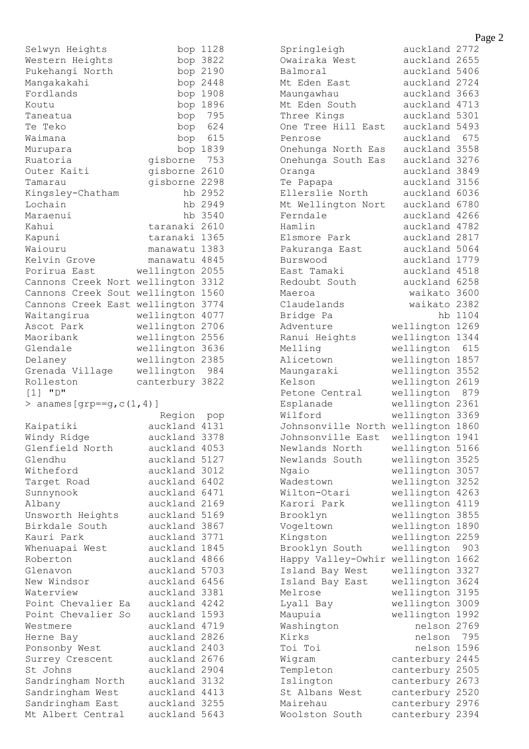```
Selwyn Heights              bop 1128
Western Heights             bop 3822
Pukehangi North             bop 2190
Mangakakahi                 bop 2448
Fordlands                   bop 1908
Koutu                       bop 1896
Taneatua                    bop  795
Te Teko                     bop  624
Waimana                     bop  615
Murupara                    bop 1839
Ruatoria               gisborne  753
Outer Kaiti            gisborne 2610
Tamarau                gisborne 2298
Kingsley-Chatham             hb 2952
Lochain                      hb 2949
Maraenui                     hb 3540
Kahui                  taranaki 2610
Kapuni                 taranaki 1365
Waiouru                manawatu 1383
Kelvin Grove           manawatu 4845
Porirua East         wellington 2055
Cannons Creek Nort wellington 3312
Cannons Creek Sout wellington 1560
Cannons Creek East wellington 3774
Waitangirua          wellington 4077
Ascot Park           wellington 2706
Maoribank            wellington 2556
Glendale             wellington 3636
Delaney              wellington 2385
Grenada Village      wellington  984
Rolleston            canterbury 3822
[1] "D"
> anames[grp==g,c(1,4)]
                        Region  pop
Kaipatiki              auckland 4131
Windy Ridge            auckland 3378
Glenfield North        auckland 4053
Glendhu                auckland 5127
Witheford              auckland 3012
Target Road            auckland 6402
Sunnynook              auckland 6471
Albany                 auckland 2169
Unsworth Heights       auckland 5169
Birkdale South         auckland 3867
Kauri Park             auckland 3771
Whenuapai West         auckland 1845
Roberton               auckland 4866
Glenavon               auckland 5703
New Windsor            auckland 6456
Waterview              auckland 3381
Point Chevalier Ea     auckland 4242
Point Chevalier So     auckland 1593
Westmere               auckland 4719
Herne Bay              auckland 2826
Ponsonby West          auckland 2403
Surrey Crescent        auckland 2676
St Johns               auckland 2904
Sandringham North      auckland 3132
Sandringham West       auckland 4413
Sandringham East       auckland 3255
Mt Albert Central      auckland 5643
Springleigh            auckland 2772
Owairaka West          auckland 2655
Balmoral               auckland 5406
Mt Eden East           auckland 2724
Maungawhau             auckland 3663
Mt Eden South          auckland 4713
Three Kings            auckland 5301
One Tree Hill East     auckland 5493
Penrose                auckland  675
Onehunga North Eas     auckland 3558
Onehunga South Eas     auckland 3276
Oranga                 auckland 3849
Te Papapa              auckland 3156
Ellerslie North        auckland 6036
Mt Wellington Nort     auckland 6780
Ferndale               auckland 4266
Hamlin                 auckland 4782
Elsmore Park           auckland 2817
Pakuranga East         auckland 5064
Burswood               auckland 1779
East Tamaki            auckland 4518
Redoubt South          auckland 6258
Maeroa                   waikato 3600
Claudelands              waikato 2382
Bridge Pa                     hb 1104
Adventure             wellington 1269
Ranui Heights         wellington 1344
Melling               wellington  615
Alicetown             wellington 1857
Maungaraki            wellington 3552
Kelson                wellington 2619
Petone Central        wellington  879
Esplanade             wellington 2361
Wilford               wellington 3369
Johnsonville North wellington 1860
Johnsonville East     wellington 1941
Newlands North        wellington 5166
Newlands South        wellington 3525
Ngaio                 wellington 3057
Wadestown             wellington 3252
Wilton-Otari          wellington 4263
Karori Park           wellington 4119
Brooklyn              wellington 3855
Vogeltown             wellington 1890
Kingston              wellington 2259
Brooklyn South        wellington  903
Happy Valley-Owhir wellington 1662
Island Bay West       wellington 3327
Island Bay East       wellington 3624
Melrose               wellington 3195
Lyall Bay             wellington 3009
Maupuia               wellington 1992
Washington                nelson 2769
Kirks                     nelson  795
Toi Toi                   nelson 1596
Wigram                canterbury 2445
Templeton             canterbury 2505
Islington             canterbury 2673
St Albans West        canterbury 2520
Mairehau              canterbury 2976
Woolston South        canterbury 2394
```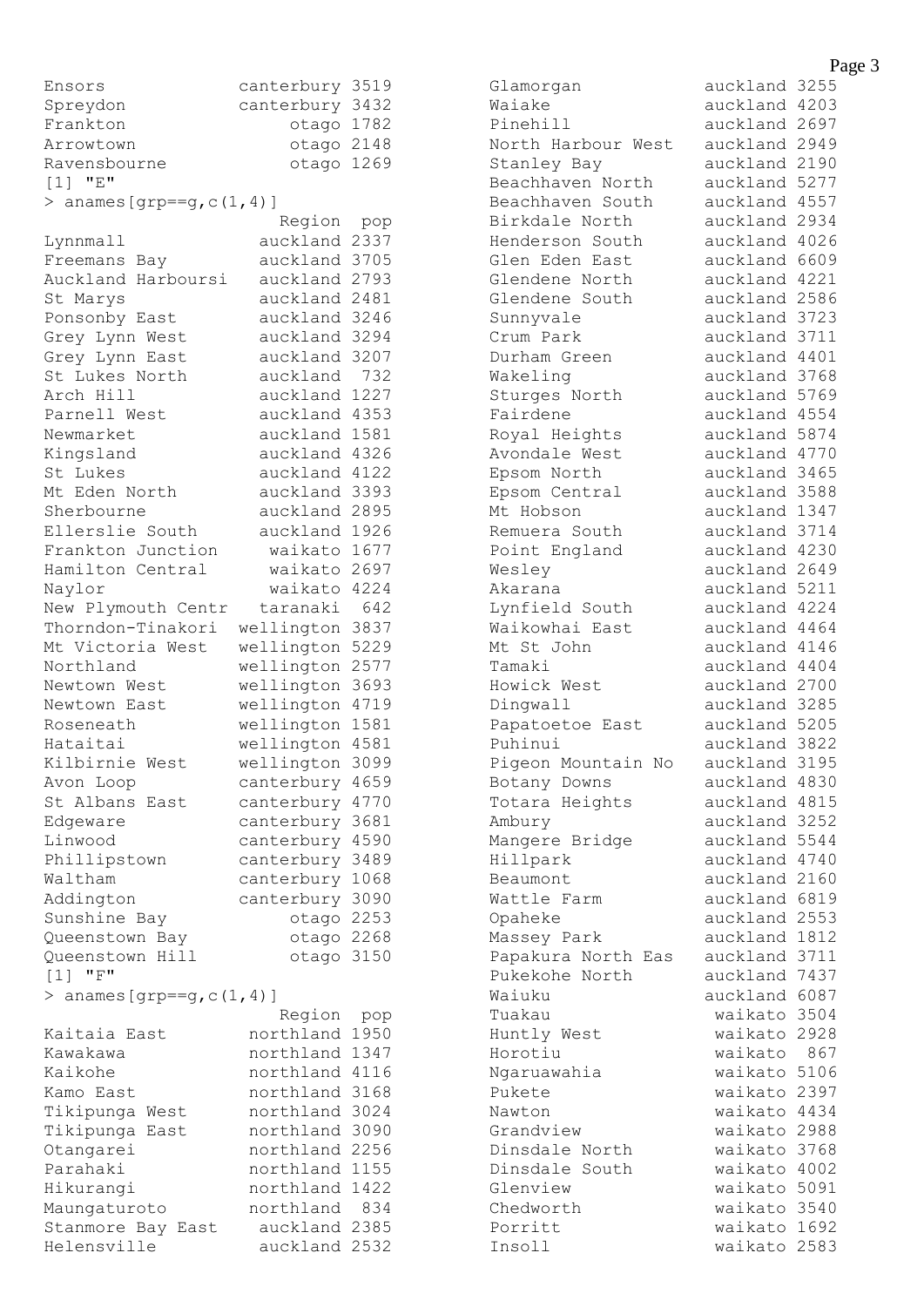```
Ensors              canterbury 3519
Spreydon            canterbury 3432
Frankton                 otago 1782
Arrowtown                otago 2148
Ravensbourne             otago 1269
[1] "E"
> anames[grp==g,c(1,4)]
                       Region  pop
Lynnmall              auckland 2337
Freemans Bay          auckland 3705
Auckland Harboursi    auckland 2793
St Marys              auckland 2481
Ponsonby East         auckland 3246
Grey Lynn West        auckland 3294
Grey Lynn East        auckland 3207
St Lukes North        auckland  732
Arch Hill             auckland 1227
Parnell West          auckland 4353
Newmarket             auckland 1581
Kingsland             auckland 4326
St Lukes              auckland 4122
Mt Eden North         auckland 3393
Sherbourne            auckland 2895
Ellerslie South       auckland 1926
Frankton Junction      waikato 1677
Hamilton Central       waikato 2697
Naylor                 waikato 4224
New Plymouth Centr    taranaki  642
Thorndon-Tinakori   wellington 3837
Mt Victoria West    wellington 5229
Northland           wellington 2577
Newtown West        wellington 3693
Newtown East        wellington 4719
Roseneath           wellington 1581
Hataitai            wellington 4581
Kilbirnie West      wellington 3099
Avon Loop           canterbury 4659
St Albans East      canterbury 4770
Edgeware            canterbury 3681
Linwood             canterbury 4590
Phillipstown        canterbury 3489
Waltham             canterbury 1068
Addington           canterbury 3090
Sunshine Bay             otago 2253
Queenstown Bay           otago 2268
Queenstown Hill          otago 3150
[1] "F"
> anames[grp==g,c(1,4)]
                       Region  pop
Kaitaia East         northland 1950
Kawakawa             northland 1347
Kaikohe              northland 4116
Kamo East            northland 3168
Tikipunga West       northland 3024
Tikipunga East       northland 3090
Otangarei            northland 2256
Parahaki             northland 1155
Hikurangi            northland 1422
Maungaturoto         northland  834
Stanmore Bay East     auckland 2385
Helensville           auckland 2532
Glamorgan             auckland 3255
Waiake                auckland 4203
Pinehill              auckland 2697
North Harbour West    auckland 2949
Stanley Bay           auckland 2190
Beachhaven North      auckland 5277
Beachhaven South      auckland 4557
Birkdale North        auckland 2934
Henderson South       auckland 4026
Glen Eden East        auckland 6609
Glendene North        auckland 4221
Glendene South        auckland 2586
Sunnyvale             auckland 3723
Crum Park             auckland 3711
Durham Green          auckland 4401
Wakeling              auckland 3768
Sturges North         auckland 5769
Fairdene              auckland 4554
Royal Heights         auckland 5874
Avondale West         auckland 4770
Epsom North           auckland 3465
Epsom Central         auckland 3588
Mt Hobson             auckland 1347
Remuera South         auckland 3714
Point England         auckland 4230
Wesley                auckland 2649
Akarana               auckland 5211
Lynfield South        auckland 4224
Waikowhai East        auckland 4464
Mt St John            auckland 4146
Tamaki                auckland 4404
Howick West           auckland 2700
Dingwall              auckland 3285
Papatoetoe East       auckland 5205
Puhinui               auckland 3822
Pigeon Mountain No    auckland 3195
Botany Downs          auckland 4830
Totara Heights        auckland 4815
Ambury                auckland 3252
Mangere Bridge        auckland 5544
Hillpark              auckland 4740
Beaumont              auckland 2160
Wattle Farm           auckland 6819
Opaheke               auckland 2553
Massey Park           auckland 1812
Papakura North Eas    auckland 3711
Pukekohe North        auckland 7437
Waiuku                auckland 6087
Tuakau                 waikato 3504
Huntly West            waikato 2928
Horotiu                waikato  867
Ngaruawahia            waikato 5106
Pukete                 waikato 2397
Nawton                 waikato 4434
Grandview              waikato 2988
Dinsdale North         waikato 3768
Dinsdale South         waikato 4002
Glenview               waikato 5091
Chedworth              waikato 3540
Porritt                waikato 1692
Insoll                 waikato 2583
```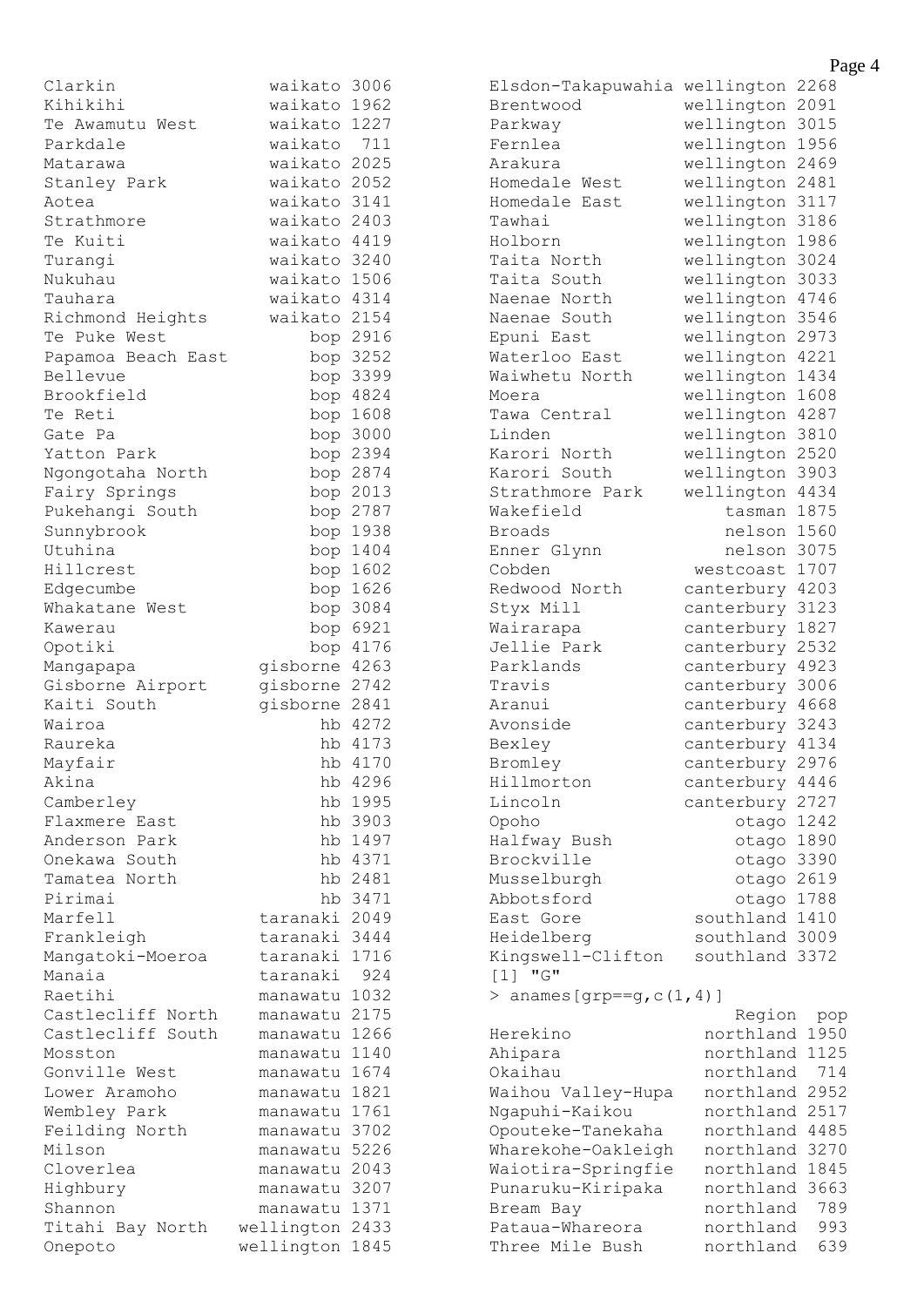```
Clarkin              waikato 3006
Kihikihi             waikato 1962
Te Awamutu West      waikato 1227
Parkdale             waikato  711
Matarawa             waikato 2025
Stanley Park         waikato 2052
Aotea                waikato 3141
Strathmore           waikato 2403
Te Kuiti             waikato 4419
Turangi              waikato 3240
Nukuhau              waikato 1506
Tauhara              waikato 4314
Richmond Heights     waikato 2154
Te Puke West             bop 2916
Papamoa Beach East       bop 3252
Bellevue                 bop 3399
Brookfield               bop 4824
Te Reti                  bop 1608
Gate Pa                  bop 3000
Yatton Park              bop 2394
Ngongotaha North         bop 2874
Fairy Springs            bop 2013
Pukehangi South          bop 2787
Sunnybrook               bop 1938
Utuhina                  bop 1404
Hillcrest                bop 1602
Edgecumbe                bop 1626
Whakatane West           bop 3084
Kawerau                  bop 6921
Opotiki                  bop 4176
Mangapapa           gisborne 4263
Gisborne Airport    gisborne 2742
Kaiti South         gisborne 2841
Wairoa                    hb 4272
Raureka                   hb 4173
Mayfair                   hb 4170
Akina                     hb 4296
Camberley                 hb 1995
Flaxmere East             hb 3903
Anderson Park             hb 1497
Onekawa South             hb 4371
Tamatea North             hb 2481
Pirimai                   hb 3471
Marfell             taranaki 2049
Frankleigh          taranaki 3444
Mangatoki-Moeroa    taranaki 1716
Manaia              taranaki  924
Raetihi             manawatu 1032
Castlecliff North   manawatu 2175
Castlecliff South   manawatu 1266
Mosston             manawatu 1140
Gonville West       manawatu 1674
Lower Aramoho       manawatu 1821
Wembley Park        manawatu 1761
Feilding North      manawatu 3702
Milson              manawatu 5226
Cloverlea           manawatu 2043
Highbury            manawatu 3207
Shannon             manawatu 1371
Titahi Bay North  wellington 2433
Onepoto           wellington 1845
Elsdon-Takapuwahia wellington 2268
Brentwood          wellington 2091
Parkway            wellington 3015
Fernlea            wellington 1956
Arakura            wellington 2469
Homedale West      wellington 2481
Homedale East      wellington 3117
Tawhai             wellington 3186
Holborn            wellington 1986
Taita North        wellington 3024
Taita South        wellington 3033
Naenae North       wellington 4746
Naenae South       wellington 3546
Epuni East         wellington 2973
Waterloo East      wellington 4221
Waiwhetu North     wellington 1434
Moera              wellington 1608
Tawa Central       wellington 4287
Linden             wellington 3810
Karori North       wellington 2520
Karori South       wellington 3903
Strathmore Park    wellington 4434
Wakefield              tasman 1875
Broads                 nelson 1560
Enner Glynn            nelson 3075
Cobden              westcoast 1707
Redwood North      canterbury 4203
Styx Mill          canterbury 3123
Wairarapa          canterbury 1827
Jellie Park        canterbury 2532
Parklands          canterbury 4923
Travis             canterbury 3006
Aranui             canterbury 4668
Avonside           canterbury 3243
Bexley             canterbury 4134
Bromley            canterbury 2976
Hillmorton         canterbury 4446
Lincoln            canterbury 2727
Opoho                   otago 1242
Halfway Bush            otago 1890
Brockville              otago 3390
Musselburgh             otago 2619
Abbotsford              otago 1788
East Gore           southland 1410
Heidelberg          southland 3009
Kingswell-Clifton   southland 3372
[1] "G"
> anames[grp==g,c(1,4)]
                       Region  pop
Herekino            northland 1950
Ahipara             northland 1125
Okaihau             northland  714
Waihou Valley-Hupa  northland 2952
Ngapuhi-Kaikou      northland 2517
Opouteke-Tanekaha   northland 4485
Wharekohe-Oakleigh  northland 3270
Waiotira-Springfie  northland 1845
Punaruku-Kiripaka   northland 3663
Bream Bay           northland  789
Pataua-Whareora     northland  993
Three Mile Bush     northland  639
```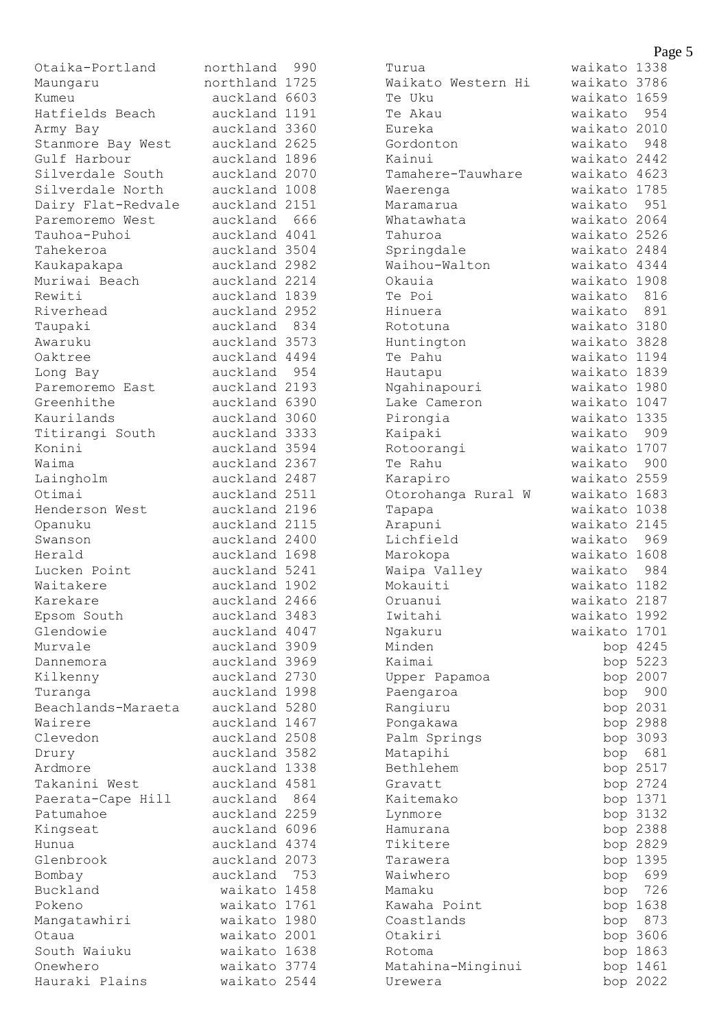```
Otaika-Portland      northland  990
Maungaru             northland 1725
Kumeu                 auckland 6603
Hatfields Beach       auckland 1191
Army Bay              auckland 3360
Stanmore Bay West     auckland 2625
Gulf Harbour          auckland 1896
Silverdale South      auckland 2070
Silverdale North      auckland 1008
Dairy Flat-Redvale    auckland 2151
Paremoremo West       auckland  666
Tauhoa-Puhoi          auckland 4041
Tahekeroa             auckland 3504
Kaukapakapa           auckland 2982
Muriwai Beach         auckland 2214
Rewiti                auckland 1839
Riverhead             auckland 2952
Taupaki               auckland  834
Awaruku               auckland 3573
Oaktree               auckland 4494
Long Bay              auckland  954
Paremoremo East       auckland 2193
Greenhithe            auckland 6390
Kaurilands            auckland 3060
Titirangi South       auckland 3333
Konini                auckland 3594
Waima                 auckland 2367
Laingholm             auckland 2487
Otimai                auckland 2511
Henderson West        auckland 2196
Opanuku               auckland 2115
Swanson               auckland 2400
Herald                auckland 1698
Lucken Point          auckland 5241
Waitakere             auckland 1902
Karekare              auckland 2466
Epsom South           auckland 3483
Glendowie             auckland 4047
Murvale               auckland 3909
Dannemora             auckland 3969
Kilkenny              auckland 2730
Turanga               auckland 1998
Beachlands-Maraeta    auckland 5280
Wairere               auckland 1467
Clevedon              auckland 2508
Drury                 auckland 3582
Ardmore               auckland 1338
Takanini West         auckland 4581
Paerata-Cape Hill     auckland  864
Patumahoe             auckland 2259
Kingseat              auckland 6096
Hunua                 auckland 4374
Glenbrook             auckland 2073
Bombay                auckland  753
Buckland               waikato 1458
Pokeno                 waikato 1761
Mangatawhiri           waikato 1980
Otaua                  waikato 2001
South Waiuku           waikato 1638
Onewhero               waikato 3774
Hauraki Plains         waikato 2544
Turua                  waikato 1338
Waikato Western Hi     waikato 3786
Te Uku                 waikato 1659
Te Akau                waikato  954
Eureka                 waikato 2010
Gordonton              waikato  948
Kainui                 waikato 2442
Tamahere-Tauwhare      waikato 4623
Waerenga               waikato 1785
Maramarua              waikato  951
Whatawhata             waikato 2064
Tahuroa                waikato 2526
Springdale             waikato 2484
Waihou-Walton          waikato 4344
Okauia                 waikato 1908
Te Poi                 waikato  816
Hinuera                waikato  891
Rototuna               waikato 3180
Huntington             waikato 3828
Te Pahu                waikato 1194
Hautapu                waikato 1839
Ngahinapouri           waikato 1980
Lake Cameron           waikato 1047
Pirongia               waikato 1335
Kaipaki                waikato  909
Rotoorangi             waikato 1707
Te Rahu                waikato  900
Karapiro               waikato 2559
Otorohanga Rural W     waikato 1683
Tapapa                 waikato 1038
Arapuni                waikato 2145
Lichfield              waikato  969
Marokopa               waikato 1608
Waipa Valley           waikato  984
Mokauiti               waikato 1182
Oruanui                waikato 2187
Iwitahi                waikato 1992
Ngakuru                waikato 1701
Minden                     bop 4245
Kaimai                     bop 5223
Upper Papamoa              bop 2007
Paengaroa                  bop  900
Rangiuru                   bop 2031
Pongakawa                  bop 2988
Palm Springs               bop 3093
Matapihi                   bop  681
Bethlehem                  bop 2517
Gravatt                    bop 2724
Kaitemako                  bop 1371
Lynmore                    bop 3132
Hamurana                   bop 2388
Tikitere                   bop 2829
Tarawera                   bop 1395
Waiwhero                   bop  699
Mamaku                     bop  726
Kawaha Point               bop 1638
Coastlands                 bop  873
Otakiri                    bop 3606
Rotoma                     bop 1863
Matahina-Minginui          bop 1461
Urewera                    bop 2022
```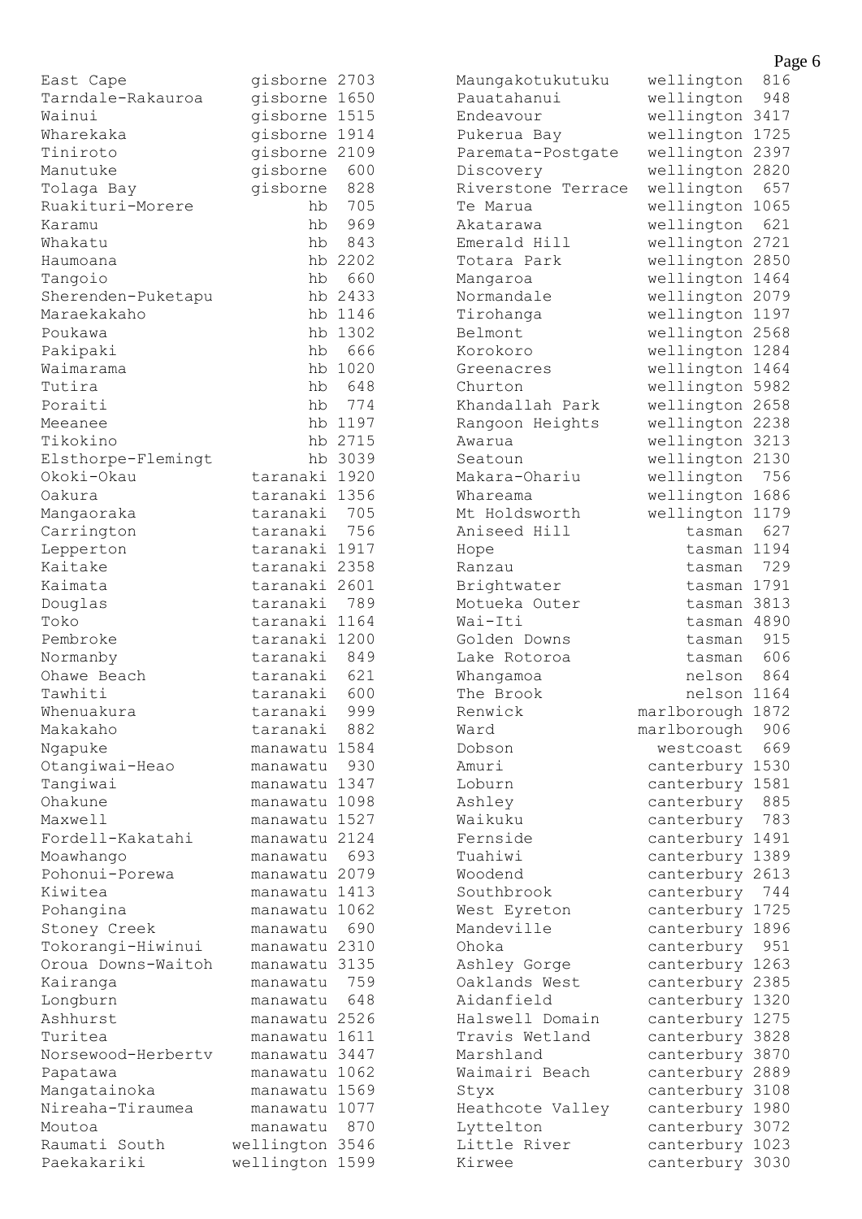```
East Cape            gisborne 2703
Tarndale-Rakauroa    gisborne 1650
Wainui               gisborne 1515
Wharekaka            gisborne 1914
Tiniroto             gisborne 2109
Manutuke             gisborne  600
Tolaga Bay           gisborne  828
Ruakituri-Morere           hb  705
Karamu                     hb  969
Whakatu                    hb  843
Haumoana                   hb 2202
Tangoio                    hb  660
Sherenden-Puketapu         hb 2433
Maraekakaho                hb 1146
Poukawa                    hb 1302
Pakipaki                   hb  666
Waimarama                  hb 1020
Tutira                     hb  648
Poraiti                    hb  774
Meeanee                    hb 1197
Tikokino                   hb 2715
Elsthorpe-Flemingt         hb 3039
Okoki-Okau           taranaki 1920
Oakura               taranaki 1356
Mangaoraka           taranaki  705
Carrington           taranaki  756
Lepperton            taranaki 1917
Kaitake              taranaki 2358
Kaimata              taranaki 2601
Douglas              taranaki  789
Toko                 taranaki 1164
Pembroke             taranaki 1200
Normanby             taranaki  849
Ohawe Beach          taranaki  621
Tawhiti              taranaki  600
Whenuakura           taranaki  999
Makakaho             taranaki  882
Ngapuke              manawatu 1584
Otangiwai-Heao       manawatu  930
Tangiwai             manawatu 1347
Ohakune              manawatu 1098
Maxwell              manawatu 1527
Fordell-Kakatahi     manawatu 2124
Moawhango            manawatu  693
Pohonui-Porewa       manawatu 2079
Kiwitea              manawatu 1413
Pohangina            manawatu 1062
Stoney Creek         manawatu  690
Tokorangi-Hiwinui    manawatu 2310
Oroua Downs-Waitoh   manawatu 3135
Kairanga             manawatu  759
Longburn             manawatu  648
Ashhurst             manawatu 2526
Turitea              manawatu 1611
Norsewood-Herbertv   manawatu 3447
Papatawa             manawatu 1062
Mangatainoka         manawatu 1569
Nireaha-Tiraumea     manawatu 1077
Moutoa               manawatu  870
Raumati South      wellington 3546
Paekakariki        wellington 1599
Maungakotukutuku   wellington  816
Pauatahanui        wellington  948
Endeavour          wellington 3417
Pukerua Bay        wellington 1725
Paremata-Postgate  wellington 2397
Discovery          wellington 2820
Riverstone Terrace wellington  657
Te Marua           wellington 1065
Akatarawa          wellington  621
Emerald Hill       wellington 2721
Totara Park        wellington 2850
Mangaroa           wellington 1464
Normandale         wellington 2079
Tirohanga          wellington 1197
Belmont            wellington 2568
Korokoro           wellington 1284
Greenacres         wellington 1464
Churton            wellington 5982
Khandallah Park    wellington 2658
Rangoon Heights    wellington 2238
Awarua             wellington 3213
Seatoun            wellington 2130
Makara-Ohariu      wellington  756
Whareama           wellington 1686
Mt Holdsworth      wellington 1179
Aniseed Hill           tasman  627
Hope                   tasman 1194
Ranzau                 tasman  729
Brightwater            tasman 1791
Motueka Outer          tasman 3813
Wai-Iti                tasman 4890
Golden Downs           tasman  915
Lake Rotoroa           tasman  606
Whangamoa              nelson  864
The Brook              nelson 1164
Renwick           marlborough 1872
Ward              marlborough  906
Dobson              westcoast  669
Amuri              canterbury 1530
Loburn             canterbury 1581
Ashley             canterbury  885
Waikuku            canterbury  783
Fernside           canterbury 1491
Tuahiwi            canterbury 1389
Woodend            canterbury 2613
Southbrook         canterbury  744
West Eyreton       canterbury 1725
Mandeville         canterbury 1896
Ohoka              canterbury  951
Ashley Gorge       canterbury 1263
Oaklands West      canterbury 2385
Aidanfield         canterbury 1320
Halswell Domain    canterbury 1275
Travis Wetland     canterbury 3828
Marshland          canterbury 3870
Waimairi Beach     canterbury 2889
Styx               canterbury 3108
Heathcote Valley   canterbury 1980
Lyttelton          canterbury 3072
Little River       canterbury 1023
Kirwee             canterbury 3030
```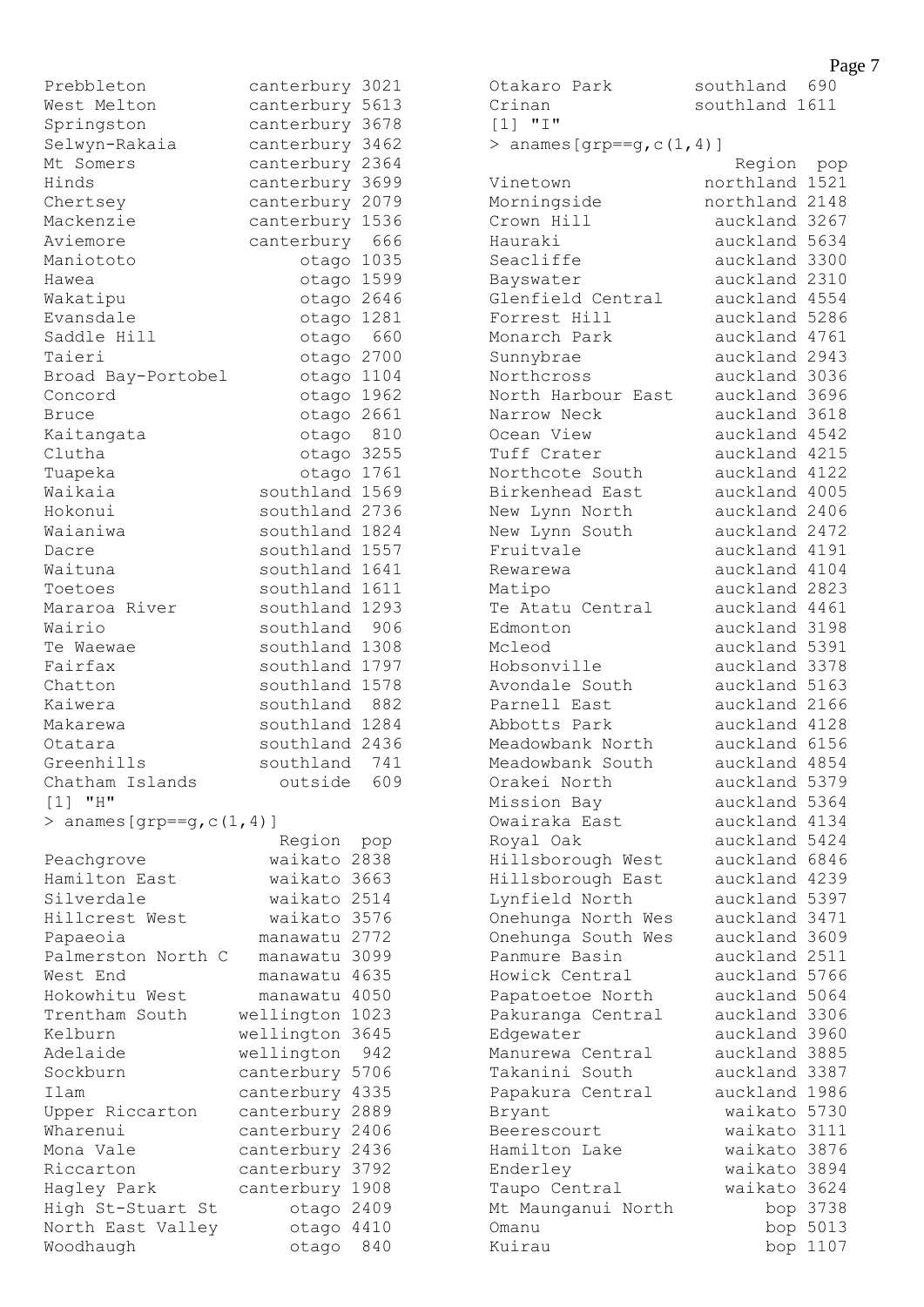```
Prebbleton          canterbury 3021
West Melton         canterbury 5613
Springston          canterbury 3678
Selwyn-Rakaia       canterbury 3462
Mt Somers           canterbury 2364
Hinds               canterbury 3699
Chertsey            canterbury 2079
Mackenzie           canterbury 1536
Aviemore            canterbury  666
Maniototo                otago 1035
Hawea                    otago 1599
Wakatipu                 otago 2646
Evansdale                otago 1281
Saddle Hill              otago  660
Taieri                   otago 2700
Broad Bay-Portobel       otago 1104
Concord                  otago 1962
Bruce                    otago 2661
Kaitangata               otago  810
Clutha                   otago 3255
Tuapeka                  otago 1761
Waikaia              southland 1569
Hokonui              southland 2736
Waianiwa             southland 1824
Dacre                southland 1557
Waituna              southland 1641
Toetoes              southland 1611
Mararoa River        southland 1293
Wairio               southland  906
Te Waewae            southland 1308
Fairfax              southland 1797
Chatton              southland 1578
Kaiwera              southland  882
Makarewa             southland 1284
Otatara              southland 2436
Greenhills           southland  741
Chatham Islands        outside  609
[1] "H"
> anames[grp==g,c(1,4)]
                      Region  pop
Peachgrove            waikato 2838
Hamilton East         waikato 3663
Silverdale            waikato 2514
Hillcrest West        waikato 3576
Papaeoia             manawatu 2772
Palmerston North C   manawatu 3099
West End             manawatu 4635
Hokowhitu West       manawatu 4050
Trentham South     wellington 1023
Kelburn            wellington 3645
Adelaide           wellington  942
Sockburn           canterbury 5706
Ilam               canterbury 4335
Upper Riccarton    canterbury 2889
Wharenui           canterbury 2406
Mona Vale          canterbury 2436
Riccarton          canterbury 3792
Hagley Park        canterbury 1908
High St-Stuart St       otago 2409
North East Valley       otago 4410
Woodhaugh               otago  840
Otakaro Park        southland  690
Crinan              southland 1611
[1] "I"
> anames[grp==g,c(1,4)]
                       Region  pop
Vinetown            northland 1521
Morningside         northland 2148
Crown Hill            auckland 3267
Hauraki               auckland 5634
Seacliffe             auckland 3300
Bayswater             auckland 2310
Glenfield Central     auckland 4554
Forrest Hill          auckland 5286
Monarch Park          auckland 4761
Sunnybrae             auckland 2943
Northcross            auckland 3036
North Harbour East    auckland 3696
Narrow Neck           auckland 3618
Ocean View            auckland 4542
Tuff Crater           auckland 4215
Northcote South       auckland 4122
Birkenhead East       auckland 4005
New Lynn North        auckland 2406
New Lynn South        auckland 2472
Fruitvale             auckland 4191
Rewarewa              auckland 4104
Matipo                auckland 2823
Te Atatu Central      auckland 4461
Edmonton              auckland 3198
Mcleod                auckland 5391
Hobsonville           auckland 3378
Avondale South        auckland 5163
Parnell East          auckland 2166
Abbotts Park          auckland 4128
Meadowbank North      auckland 6156
Meadowbank South      auckland 4854
Orakei North          auckland 5379
Mission Bay           auckland 5364
Owairaka East         auckland 4134
Royal Oak             auckland 5424
Hillsborough West     auckland 6846
Hillsborough East     auckland 4239
Lynfield North        auckland 5397
Onehunga North Wes    auckland 3471
Onehunga South Wes    auckland 3609
Panmure Basin         auckland 2511
Howick Central        auckland 5766
Papatoetoe North      auckland 5064
Pakuranga Central     auckland 3306
Edgewater             auckland 3960
Manurewa Central      auckland 3885
Takanini South        auckland 3387
Papakura Central      auckland 1986
Bryant                 waikato 5730
Beerescourt            waikato 3111
Hamilton Lake          waikato 3876
Enderley               waikato 3894
Taupo Central          waikato 3624
Mt Maunganui North         bop 3738
Omanu                      bop 5013
Kuirau                     bop 1107
```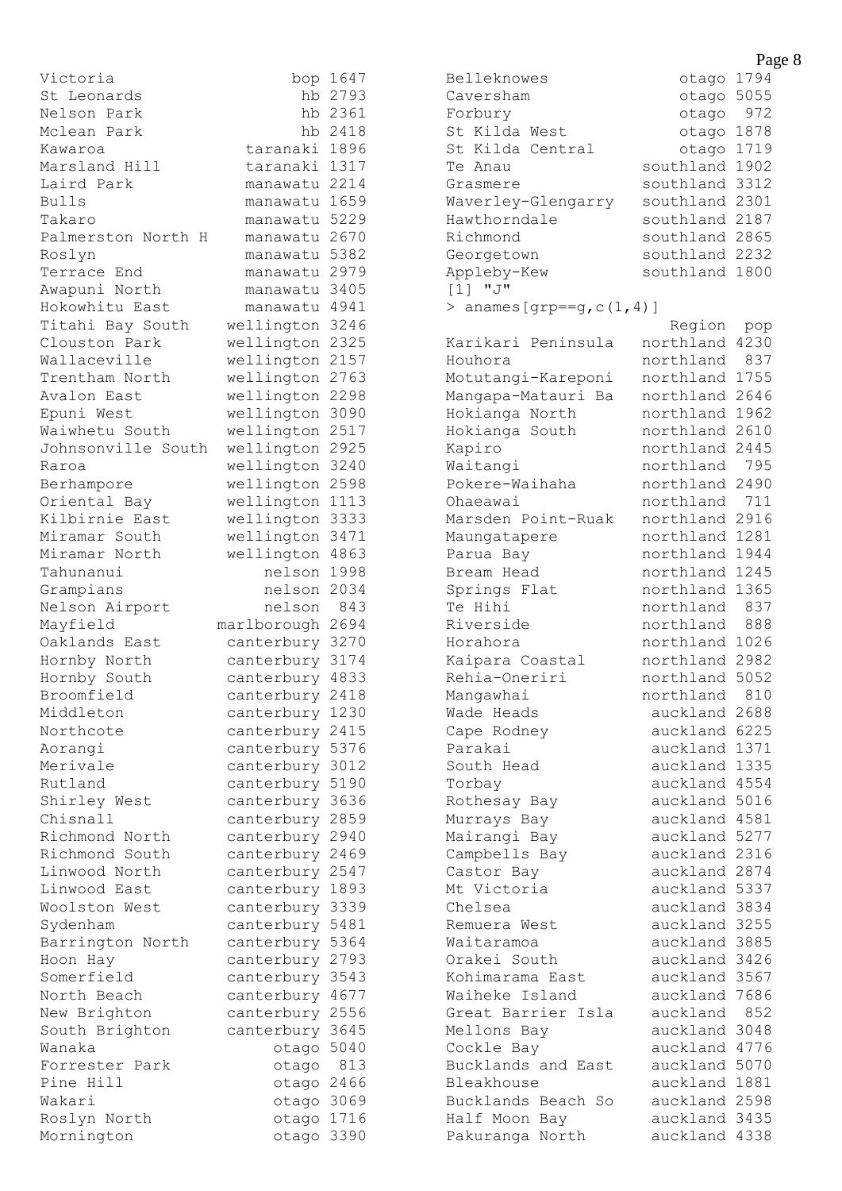```
Victoria                       bop 1647
St Leonards                     hb 2793
Nelson Park                     hb 2361
Mclean Park                     hb 2418
Kawaroa                   taranaki 1896
Marsland Hill             taranaki 1317
Laird Park                manawatu 2214
Bulls                     manawatu 1659
Takaro                    manawatu 5229
Palmerston North H        manawatu 2670
Roslyn                    manawatu 5382
Terrace End               manawatu 2979
Awapuni North             manawatu 3405
Hokowhitu East            manawatu 4941
Titahi Bay South        wellington 3246
Clouston Park           wellington 2325
Wallaceville            wellington 2157
Trentham North          wellington 2763
Avalon East             wellington 2298
Epuni West              wellington 3090
Waiwhetu South          wellington 2517
Johnsonville South      wellington 2925
Raroa                   wellington 3240
Berhampore              wellington 2598
Oriental Bay            wellington 1113
Kilbirnie East          wellington 3333
Miramar South           wellington 3471
Miramar North           wellington 4863
Tahunanui                   nelson 1998
Grampians                   nelson 2034
Nelson Airport              nelson  843
Mayfield               marlborough 2694
Oaklands East           canterbury 3270
Hornby North            canterbury 3174
Hornby South            canterbury 4833
Broomfield              canterbury 2418
Middleton               canterbury 1230
Northcote               canterbury 2415
Aorangi                 canterbury 5376
Merivale                canterbury 3012
Rutland                 canterbury 5190
Shirley West            canterbury 3636
Chisnall                canterbury 2859
Richmond North          canterbury 2940
Richmond South          canterbury 2469
Linwood North           canterbury 2547
Linwood East            canterbury 1893
Woolston West           canterbury 3339
Sydenham                canterbury 5481
Barrington North        canterbury 5364
Hoon Hay                canterbury 2793
Somerfield              canterbury 3543
North Beach             canterbury 4677
New Brighton            canterbury 2556
South Brighton          canterbury 3645
Wanaka                       otago 5040
Forrester Park               otago  813
Pine Hill                    otago 2466
Wakari                       otago 3069
Roslyn North                 otago 1716
Mornington                   otago 3390
Belleknowes                  otago 1794
Caversham                    otago 5055
Forbury                      otago  972
St Kilda West                otago 1878
St Kilda Central             otago 1719
Te Anau                  southland 1902
Grasmere                 southland 3312
Waverley-Glengarry       southland 2301
Hawthorndale             southland 2187
Richmond                 southland 2865
Georgetown               southland 2232
Appleby-Kew              southland 1800
[1] "J"
> anames[grp==g,c(1,4)]
                             Region  pop
Karikari Peninsula       northland 4230
Houhora                  northland  837
Motutangi-Kareponi       northland 1755
Mangapa-Matauri Ba       northland 2646
Hokianga North           northland 1962
Hokianga South           northland 2610
Kapiro                   northland 2445
Waitangi                 northland  795
Pokere-Waihaha           northland 2490
Ohaeawai                 northland  711
Marsden Point-Ruak       northland 2916
Maungatapere             northland 1281
Parua Bay                northland 1944
Bream Head               northland 1245
Springs Flat             northland 1365
Te Hihi                  northland  837
Riverside                northland  888
Horahora                 northland 1026
Kaipara Coastal          northland 2982
Rehia-Oneriri            northland 5052
Mangawhai                northland  810
Wade Heads                auckland 2688
Cape Rodney               auckland 6225
Parakai                   auckland 1371
South Head                auckland 1335
Torbay                    auckland 4554
Rothesay Bay              auckland 5016
Murrays Bay               auckland 4581
Mairangi Bay              auckland 5277
Campbells Bay             auckland 2316
Castor Bay                auckland 2874
Mt Victoria               auckland 5337
Chelsea                   auckland 3834
Remuera West              auckland 3255
Waitaramoa                auckland 3885
Orakei South              auckland 3426
Kohimarama East           auckland 3567
Waiheke Island            auckland 7686
Great Barrier Isla        auckland  852
Mellons Bay               auckland 3048
Cockle Bay                auckland 4776
Bucklands and East        auckland 5070
Bleakhouse                auckland 1881
Bucklands Beach So        auckland 2598
Half Moon Bay             auckland 3435
Pakuranga North           auckland 4338
```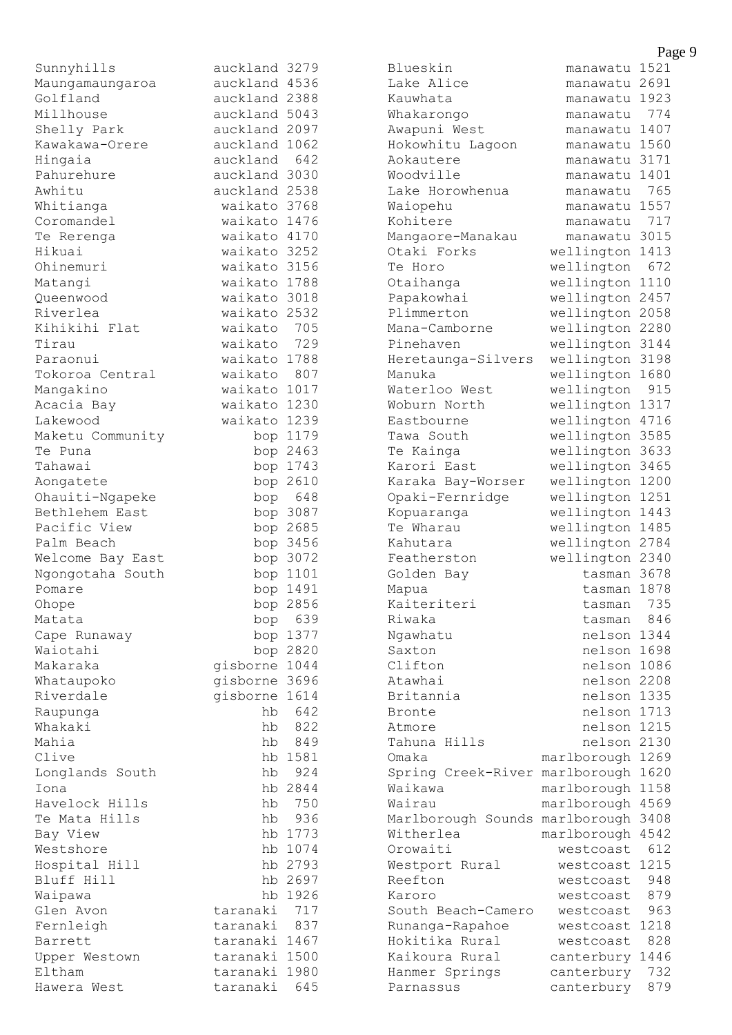| | | |
|---|---|---|
| Sunnyhills | auckland | 3279 |
| Maungamaungaroa | auckland | 4536 |
| Golfland | auckland | 2388 |
| Millhouse | auckland | 5043 |
| Shelly Park | auckland | 2097 |
| Kawakawa-Orere | auckland | 1062 |
| Hingaia | auckland | 642 |
| Pahurehure | auckland | 3030 |
| Awhitu | auckland | 2538 |
| Whitianga | waikato | 3768 |
| Coromandel | waikato | 1476 |
| Te Rerenga | waikato | 4170 |
| Hikuai | waikato | 3252 |
| Ohinemuri | waikato | 3156 |
| Matangi | waikato | 1788 |
| Queenwood | waikato | 3018 |
| Riverlea | waikato | 2532 |
| Kihikihi Flat | waikato | 705 |
| Tirau | waikato | 729 |
| Paraonui | waikato | 1788 |
| Tokoroa Central | waikato | 807 |
| Mangakino | waikato | 1017 |
| Acacia Bay | waikato | 1230 |
| Lakewood | waikato | 1239 |
| Maketu Community | bop | 1179 |
| Te Puna | bop | 2463 |
| Tahawai | bop | 1743 |
| Aongatete | bop | 2610 |
| Ohauiti-Ngapeke | bop | 648 |
| Bethlehem East | bop | 3087 |
| Pacific View | bop | 2685 |
| Palm Beach | bop | 3456 |
| Welcome Bay East | bop | 3072 |
| Ngongotaha South | bop | 1101 |
| Pomare | bop | 1491 |
| Ohope | bop | 2856 |
| Matata | bop | 639 |
| Cape Runaway | bop | 1377 |
| Waiotahi | bop | 2820 |
| Makaraka | gisborne | 1044 |
| Whataupoko | gisborne | 3696 |
| Riverdale | gisborne | 1614 |
| Raupunga | hb | 642 |
| Whakaki | hb | 822 |
| Mahia | hb | 849 |
| Clive | hb | 1581 |
| Longlands South | hb | 924 |
| Iona | hb | 2844 |
| Havelock Hills | hb | 750 |
| Te Mata Hills | hb | 936 |
| Bay View | hb | 1773 |
| Westshore | hb | 1074 |
| Hospital Hill | hb | 2793 |
| Bluff Hill | hb | 2697 |
| Waipawa | hb | 1926 |
| Glen Avon | taranaki | 717 |
| Fernleigh | taranaki | 837 |
| Barrett | taranaki | 1467 |
| Upper Westown | taranaki | 1500 |
| Eltham | taranaki | 1980 |
| Hawera West | taranaki | 645 |
| Blueskin | manawatu | 1521 |
| Lake Alice | manawatu | 2691 |
| Kauwhata | manawatu | 1923 |
| Whakarongo | manawatu | 774 |
| Awapuni West | manawatu | 1407 |
| Hokowhitu Lagoon | manawatu | 1560 |
| Aokautere | manawatu | 3171 |
| Woodville | manawatu | 1401 |
| Lake Horowhenua | manawatu | 765 |
| Waiopehu | manawatu | 1557 |
| Kohitere | manawatu | 717 |
| Mangaore-Manakau | manawatu | 3015 |
| Otaki Forks | wellington | 1413 |
| Te Horo | wellington | 672 |
| Otaihanga | wellington | 1110 |
| Papakowhai | wellington | 2457 |
| Plimmerton | wellington | 2058 |
| Mana-Camborne | wellington | 2280 |
| Pinehaven | wellington | 3144 |
| Heretaunga-Silvers | wellington | 3198 |
| Manuka | wellington | 1680 |
| Waterloo West | wellington | 915 |
| Woburn North | wellington | 1317 |
| Eastbourne | wellington | 4716 |
| Tawa South | wellington | 3585 |
| Te Kainga | wellington | 3633 |
| Karori East | wellington | 3465 |
| Karaka Bay-Worser | wellington | 1200 |
| Opaki-Fernridge | wellington | 1251 |
| Kopuaranga | wellington | 1443 |
| Te Wharau | wellington | 1485 |
| Kahutara | wellington | 2784 |
| Featherston | wellington | 2340 |
| Golden Bay | tasman | 3678 |
| Mapua | tasman | 1878 |
| Kaiteriteri | tasman | 735 |
| Riwaka | tasman | 846 |
| Ngawhatu | nelson | 1344 |
| Saxton | nelson | 1698 |
| Clifton | nelson | 1086 |
| Atawhai | nelson | 2208 |
| Britannia | nelson | 1335 |
| Bronte | nelson | 1713 |
| Atmore | nelson | 1215 |
| Tahuna Hills | nelson | 2130 |
| Omaka | marlborough | 1269 |
| Spring Creek-River | marlborough | 1620 |
| Waikawa | marlborough | 1158 |
| Wairau | marlborough | 4569 |
| Marlborough Sounds | marlborough | 3408 |
| Witherlea | marlborough | 4542 |
| Orowaiti | westcoast | 612 |
| Westport Rural | westcoast | 1215 |
| Reefton | westcoast | 948 |
| Karoro | westcoast | 879 |
| South Beach-Camero | westcoast | 963 |
| Runanga-Rapahoe | westcoast | 1218 |
| Hokitika Rural | westcoast | 828 |
| Kaikoura Rural | canterbury | 1446 |
| Hanmer Springs | canterbury | 732 |
| Parnassus | canterbury | 879 |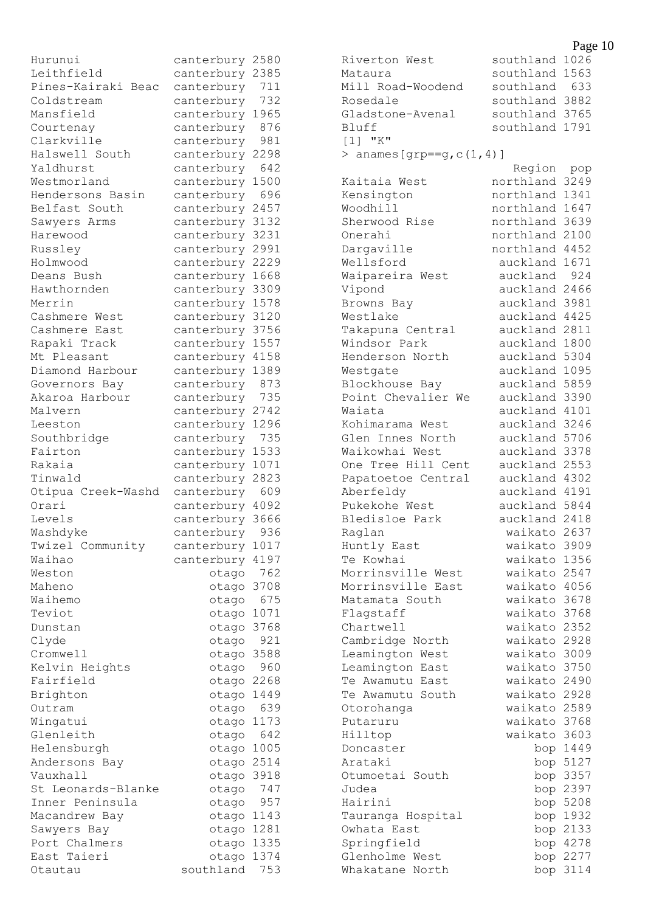```
Hurunui              canterbury 2580
Leithfield           canterbury 2385
Pines-Kairaki Beac   canterbury  711
Coldstream           canterbury  732
Mansfield            canterbury 1965
Courtenay            canterbury  876
Clarkville           canterbury  981
Halswell South       canterbury 2298
Yaldhurst            canterbury  642
Westmorland          canterbury 1500
Hendersons Basin     canterbury  696
Belfast South        canterbury 2457
Sawyers Arms         canterbury 3132
Harewood             canterbury 3231
Russley              canterbury 2991
Holmwood             canterbury 2229
Deans Bush           canterbury 1668
Hawthornden          canterbury 3309
Merrin               canterbury 1578
Cashmere West        canterbury 3120
Cashmere East        canterbury 3756
Rapaki Track         canterbury 1557
Mt Pleasant          canterbury 4158
Diamond Harbour      canterbury 1389
Governors Bay        canterbury  873
Akaroa Harbour       canterbury  735
Malvern              canterbury 2742
Leeston              canterbury 1296
Southbridge          canterbury  735
Fairton              canterbury 1533
Rakaia               canterbury 1071
Tinwald              canterbury 2823
Otipua Creek-Washd   canterbury  609
Orari                canterbury 4092
Levels               canterbury 3666
Washdyke             canterbury  936
Twizel Community     canterbury 1017
Waihao               canterbury 4197
Weston                    otago  762
Maheno                    otago 3708
Waihemo                   otago  675
Teviot                    otago 1071
Dunstan                   otago 3768
Clyde                     otago  921
Cromwell                  otago 3588
Kelvin Heights            otago  960
Fairfield                 otago 2268
Brighton                  otago 1449
Outram                    otago  639
Wingatui                  otago 1173
Glenleith                 otago  642
Helensburgh               otago 1005
Andersons Bay             otago 2514
Vauxhall                  otago 3918
St Leonards-Blanke        otago  747
Inner Peninsula           otago  957
Macandrew Bay             otago 1143
Sawyers Bay               otago 1281
Port Chalmers             otago 1335
East Taieri               otago 1374
Otautau               southland  753
Riverton West         southland 1026
Mataura               southland 1563
Mill Road-Woodend     southland  633
Rosedale              southland 3882
Gladstone-Avenal      southland 3765
Bluff                 southland 1791
[1] "K"
> anames[grp==g,c(1,4)]
                         Region  pop
Kaitaia West          northland 3249
Kensington            northland 1341
Woodhill              northland 1647
Sherwood Rise         northland 3639
Onerahi               northland 2100
Dargaville            northland 4452
Wellsford               auckland 1671
Waipareira West         auckland  924
Vipond                  auckland 2466
Browns Bay              auckland 3981
Westlake                auckland 4425
Takapuna Central        auckland 2811
Windsor Park            auckland 1800
Henderson North         auckland 5304
Westgate                auckland 1095
Blockhouse Bay          auckland 5859
Point Chevalier We      auckland 3390
Waiata                  auckland 4101
Kohimarama West         auckland 3246
Glen Innes North        auckland 5706
Waikowhai West          auckland 3378
One Tree Hill Cent      auckland 2553
Papatoetoe Central      auckland 4302
Aberfeldy               auckland 4191
Pukekohe West           auckland 5844
Bledisloe Park          auckland 2418
Raglan                    waikato 2637
Huntly East               waikato 3909
Te Kowhai                 waikato 1356
Morrinsville West         waikato 2547
Morrinsville East         waikato 4056
Matamata South            waikato 3678
Flagstaff                 waikato 3768
Chartwell                 waikato 2352
Cambridge North           waikato 2928
Leamington West           waikato 3009
Leamington East           waikato 3750
Te Awamutu East           waikato 2490
Te Awamutu South          waikato 2928
Otorohanga                waikato 2589
Putaruru                  waikato 3768
Hilltop                   waikato 3603
Doncaster                     bop 1449
Arataki                       bop 5127
Otumoetai South               bop 3357
Judea                         bop 2397
Hairini                       bop 5208
Tauranga Hospital             bop 1932
Owhata East                   bop 2133
Springfield                   bop 4278
Glenholme West                bop 2277
Whakatane North               bop 3114
```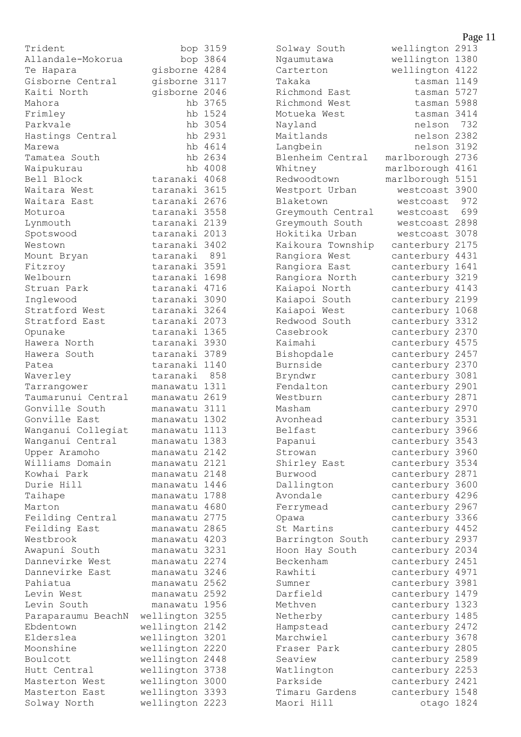```
Trident                      bop 3159
Allandale-Mokorua            bop 3864
Te Hapara               gisborne 4284
Gisborne Central        gisborne 3117
Kaiti North             gisborne 2046
Mahora                        hb 3765
Frimley                       hb 1524
Parkvale                      hb 3054
Hastings Central              hb 2931
Marewa                        hb 4614
Tamatea South                 hb 2634
Waipukurau                    hb 4008
Bell Block              taranaki 4068
Waitara West            taranaki 3615
Waitara East            taranaki 2676
Moturoa                 taranaki 3558
Lynmouth                taranaki 2139
Spotswood               taranaki 2013
Westown                 taranaki 3402
Mount Bryan             taranaki  891
Fitzroy                 taranaki 3591
Welbourn                taranaki 1698
Struan Park             taranaki 4716
Inglewood               taranaki 3090
Stratford West          taranaki 3264
Stratford East          taranaki 2073
Opunake                 taranaki 1365
Hawera North            taranaki 3930
Hawera South            taranaki 3789
Patea                   taranaki 1140
Waverley                taranaki  858
Tarrangower             manawatu 1311
Taumarunui Central      manawatu 2619
Gonville South          manawatu 3111
Gonville East           manawatu 1302
Wanganui Collegiat      manawatu 1113
Wanganui Central        manawatu 1383
Upper Aramoho           manawatu 2142
Williams Domain         manawatu 2121
Kowhai Park             manawatu 2148
Durie Hill              manawatu 1446
Taihape                 manawatu 1788
Marton                  manawatu 4680
Feilding Central        manawatu 2775
Feilding East           manawatu 2865
Westbrook               manawatu 4203
Awapuni South           manawatu 3231
Dannevirke West         manawatu 2274
Dannevirke East         manawatu 3246
Pahiatua                manawatu 2562
Levin West              manawatu 2592
Levin South             manawatu 1956
Paraparaumu BeachN    wellington 3255
Ebdentown             wellington 2142
Elderslea             wellington 3201
Moonshine             wellington 2220
Boulcott              wellington 2448
Hutt Central          wellington 3738
Masterton West        wellington 3000
Masterton East        wellington 3393
Solway North          wellington 2223
Solway South          wellington 2913
Ngaumutawa            wellington 1380
Carterton             wellington 4122
Takaka                    tasman 1149
Richmond East             tasman 5727
Richmond West             tasman 5988
Motueka West              tasman 3414
Nayland                   nelson  732
Maitlands                 nelson 2382
Langbein                  nelson 3192
Blenheim Central     marlborough 2736
Whitney              marlborough 4161
Redwoodtown          marlborough 5151
Westport Urban         westcoast 3900
Blaketown              westcoast  972
Greymouth Central      westcoast  699
Greymouth South        westcoast 2898
Hokitika Urban         westcoast 3078
Kaikoura Township     canterbury 2175
Rangiora West         canterbury 4431
Rangiora East         canterbury 1641
Rangiora North        canterbury 3219
Kaiapoi North         canterbury 4143
Kaiapoi South         canterbury 2199
Kaiapoi West          canterbury 1068
Redwood South         canterbury 3312
Casebrook             canterbury 2370
Kaimahi               canterbury 4575
Bishopdale            canterbury 2457
Burnside              canterbury 2370
Bryndwr               canterbury 3081
Fendalton             canterbury 2901
Westburn              canterbury 2871
Masham                canterbury 2970
Avonhead              canterbury 3531
Belfast               canterbury 3966
Papanui               canterbury 3543
Strowan               canterbury 3960
Shirley East          canterbury 3534
Burwood               canterbury 2871
Dallington            canterbury 3600
Avondale              canterbury 4296
Ferrymead             canterbury 2967
Opawa                 canterbury 3366
St Martins            canterbury 4452
Barrington South      canterbury 2937
Hoon Hay South        canterbury 2034
Beckenham             canterbury 2451
Rawhiti               canterbury 4971
Sumner                canterbury 3981
Darfield              canterbury 1479
Methven               canterbury 1323
Netherby              canterbury 1485
Hampstead             canterbury 2472
Marchwiel             canterbury 3678
Fraser Park           canterbury 2805
Seaview               canterbury 2589
Watlington            canterbury 2253
Parkside              canterbury 2421
Timaru Gardens        canterbury 1548
Maori Hill                 otago 1824
```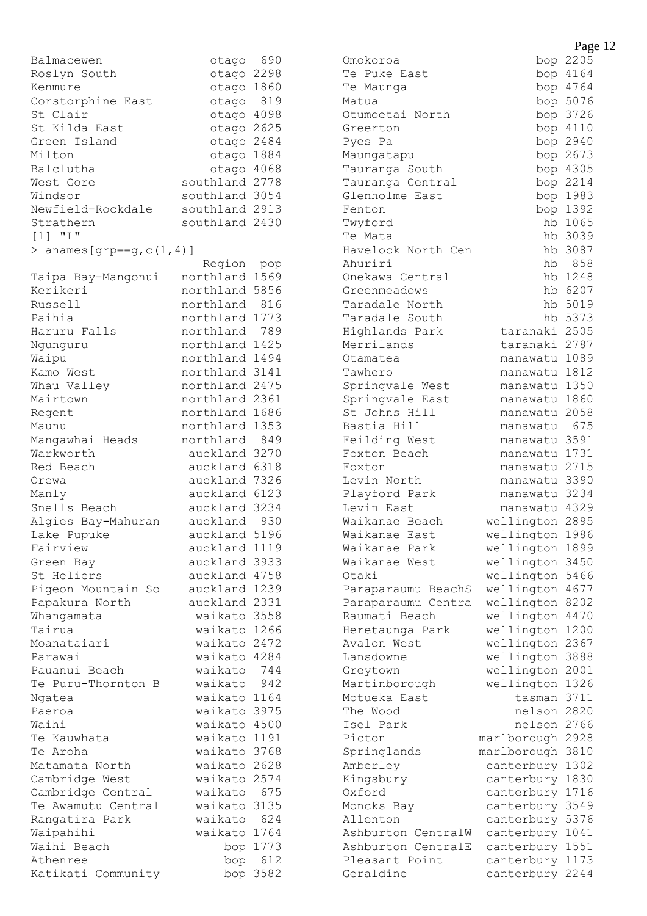```
Balmacewen              otago  690
Roslyn South            otago 2298
Kenmure                 otago 1860
Corstorphine East       otago  819
St Clair                otago 4098
St Kilda East           otago 2625
Green Island            otago 2484
Milton                  otago 1884
Balclutha               otago 4068
West Gore           southland 2778
Windsor             southland 3054
Newfield-Rockdale   southland 2913
Strathern           southland 2430
[1] "L"
> anames[grp==g,c(1,4)]
                       Region  pop
Taipa Bay-Mangonui  northland 1569
Kerikeri            northland 5856
Russell             northland  816
Paihia              northland 1773
Haruru Falls        northland  789
Ngunguru            northland 1425
Waipu               northland 1494
Kamo West           northland 3141
Whau Valley         northland 2475
Mairtown            northland 2361
Regent              northland 1686
Maunu               northland 1353
Mangawhai Heads     northland  849
Warkworth            auckland 3270
Red Beach            auckland 6318
Orewa                auckland 7326
Manly                auckland 6123
Snells Beach         auckland 3234
Algies Bay-Mahuran   auckland  930
Lake Pupuke          auckland 5196
Fairview             auckland 1119
Green Bay            auckland 3933
St Heliers           auckland 4758
Pigeon Mountain So   auckland 1239
Papakura North       auckland 2331
Whangamata            waikato 3558
Tairua                waikato 1266
Moanataiari           waikato 2472
Parawai               waikato 4284
Pauanui Beach         waikato  744
Te Puru-Thornton B    waikato  942
Ngatea                waikato 1164
Paeroa                waikato 3975
Waihi                 waikato 4500
Te Kauwhata           waikato 1191
Te Aroha              waikato 3768
Matamata North        waikato 2628
Cambridge West        waikato 2574
Cambridge Central     waikato  675
Te Awamutu Central    waikato 3135
Rangatira Park        waikato  624
Waipahihi             waikato 1764
Waihi Beach               bop 1773
Athenree                  bop  612
Katikati Community        bop 3582
Omokoroa                  bop 2205
Te Puke East              bop 4164
Te Maunga                 bop 4764
Matua                     bop 5076
Otumoetai North           bop 3726
Greerton                  bop 4110
Pyes Pa                   bop 2940
Maungatapu                bop 2673
Tauranga South            bop 4305
Tauranga Central          bop 2214
Glenholme East            bop 1983
Fenton                    bop 1392
Twyford                    hb 1065
Te Mata                    hb 3039
Havelock North Cen         hb 3087
Ahuriri                    hb  858
Onekawa Central            hb 1248
Greenmeadows               hb 6207
Taradale North             hb 5019
Taradale South             hb 5373
Highlands Park        taranaki 2505
Merrilands            taranaki 2787
Otamatea              manawatu 1089
Tawhero               manawatu 1812
Springvale West       manawatu 1350
Springvale East       manawatu 1860
St Johns Hill         manawatu 2058
Bastia Hill           manawatu  675
Feilding West         manawatu 3591
Foxton Beach          manawatu 1731
Foxton                manawatu 2715
Levin North           manawatu 3390
Playford Park         manawatu 3234
Levin East            manawatu 4329
Waikanae Beach      wellington 2895
Waikanae East       wellington 1986
Waikanae Park       wellington 1899
Waikanae West       wellington 3450
Otaki               wellington 5466
Paraparaumu BeachS  wellington 4677
Paraparaumu Centra  wellington 8202
Raumati Beach       wellington 4470
Heretaunga Park     wellington 1200
Avalon West         wellington 2367
Lansdowne           wellington 3888
Greytown            wellington 2001
Martinborough       wellington 1326
Motueka East            tasman 3711
The Wood                nelson 2820
Isel Park               nelson 2766
Picton             marlborough 2928
Springlands        marlborough 3810
Amberley            canterbury 1302
Kingsbury           canterbury 1830
Oxford              canterbury 1716
Moncks Bay          canterbury 3549
Allenton            canterbury 5376
Ashburton CentralW  canterbury 1041
Ashburton CentralE  canterbury 1551
Pleasant Point      canterbury 1173
Geraldine           canterbury 2244
```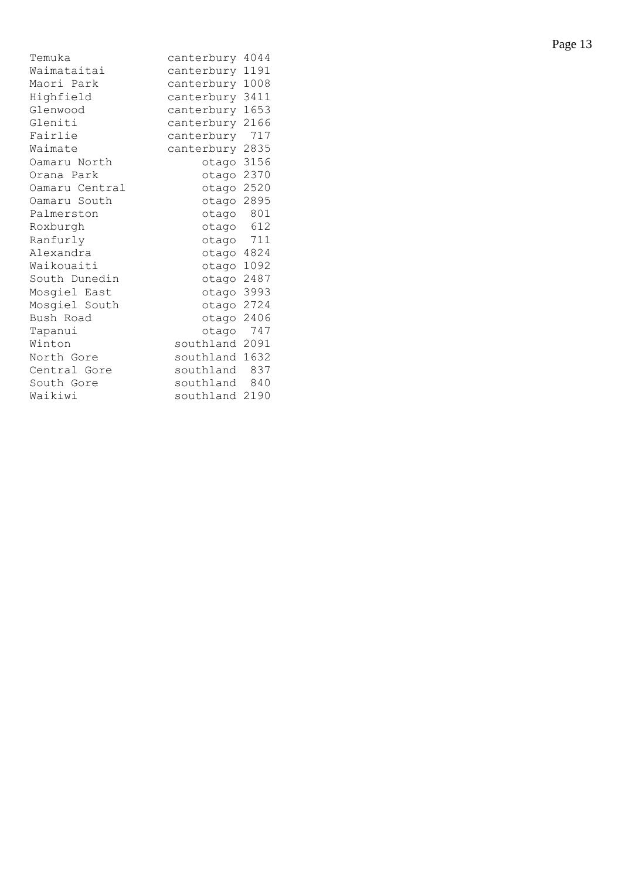| | | |
|---|---|---|
| Temuka | canterbury | 4044 |
| Waimataitai | canterbury | 1191 |
| Maori Park | canterbury | 1008 |
| Highfield | canterbury | 3411 |
| Glenwood | canterbury | 1653 |
| Gleniti | canterbury | 2166 |
| Fairlie | canterbury | 717 |
| Waimate | canterbury | 2835 |
| Oamaru North | otago | 3156 |
| Orana Park | otago | 2370 |
| Oamaru Central | otago | 2520 |
| Oamaru South | otago | 2895 |
| Palmerston | otago | 801 |
| Roxburgh | otago | 612 |
| Ranfurly | otago | 711 |
| Alexandra | otago | 4824 |
| Waikouaiti | otago | 1092 |
| South Dunedin | otago | 2487 |
| Mosgiel East | otago | 3993 |
| Mosgiel South | otago | 2724 |
| Bush Road | otago | 2406 |
| Tapanui | otago | 747 |
| Winton | southland | 2091 |
| North Gore | southland | 1632 |
| Central Gore | southland | 837 |
| South Gore | southland | 840 |
| Waikiwi | southland | 2190 |